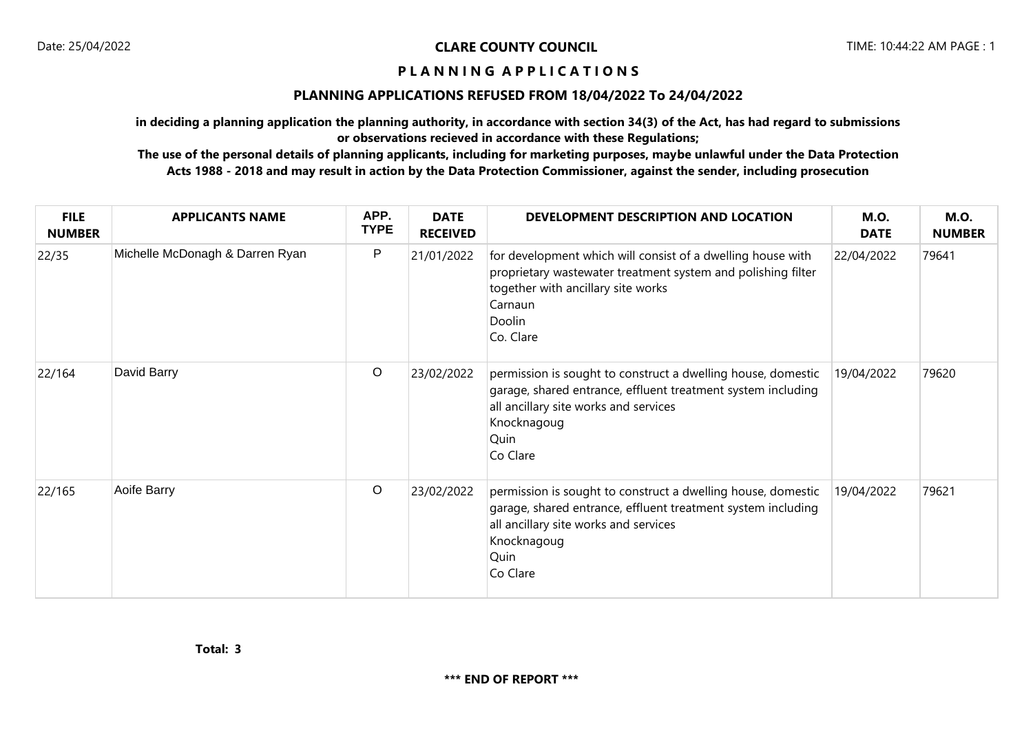Date: 25/04/2022

**CLARE COUNTY COUNCIL**

TIME: 10:44:22 AM PAGE : 1

## P L A N N I N G A P P L I C A T I O N S

## PLANNING APPLICATIONS REFUSED FROM 18/04/2022 To 24/04/2022

**in deciding a planning application the planning authority, in accordance with section 34(3) of the Act, has had regard to submissions or observations recieved in accordance with these Regulations;**

**The use of the personal details of planning applicants, including for marketing purposes, maybe unlawful under the Data Protection Acts 1988 - 2018 and may result in action by the Data Protection Commissioner, against the sender, including prosecution**

| FILE NUMBER | APPLICANTS NAME | APP. TYPE | DATE RECEIVED | DEVELOPMENT DESCRIPTION AND LOCATION | M.O. DATE | M.O. NUMBER |
|---|---|---|---|---|---|---|
| 22/35 | Michelle McDonagh & Darren Ryan | P | 21/01/2022 | for development which will consist of a dwelling house with proprietary wastewater treatment system and polishing filter together with ancillary site works<br>Carnaun<br>Doolin<br>Co. Clare | 22/04/2022 | 79641 |
| 22/164 | David Barry | O | 23/02/2022 | permission is sought to construct a dwelling house, domestic garage, shared entrance, effluent treatment system including all ancillary site works and services<br>Knocknagoug<br>Quin<br>Co Clare | 19/04/2022 | 79620 |
| 22/165 | Aoife Barry | O | 23/02/2022 | permission is sought to construct a dwelling house, domestic garage, shared entrance, effluent treatment system including all ancillary site works and services<br>Knocknagoug<br>Quin<br>Co Clare | 19/04/2022 | 79621 |

**Total: 3**

**\*\*\* END OF REPORT \*\*\***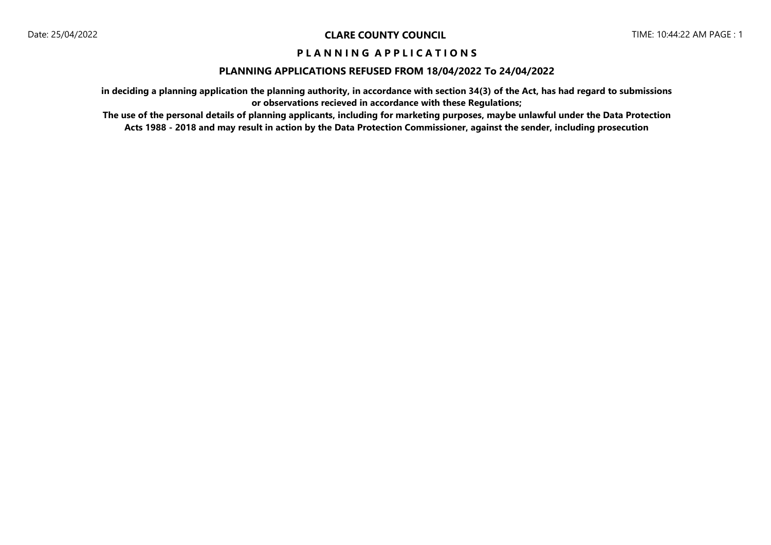**CLARE COUNTY COUNCIL**

**P L A N N I N G A P P L I C A T I O N S**

**PLANNING APPLICATIONS REFUSED FROM 18/04/2022 To 24/04/2022**

**in deciding a planning application the planning authority, in accordance with section 34(3) of the Act, has had regard to submissions or observations recieved in accordance with these Regulations;**

**The use of the personal details of planning applicants, including for marketing purposes, maybe unlawful under the Data Protection Acts 1988 - 2018 and may result in action by the Data Protection Commissioner, against the sender, including prosecution**